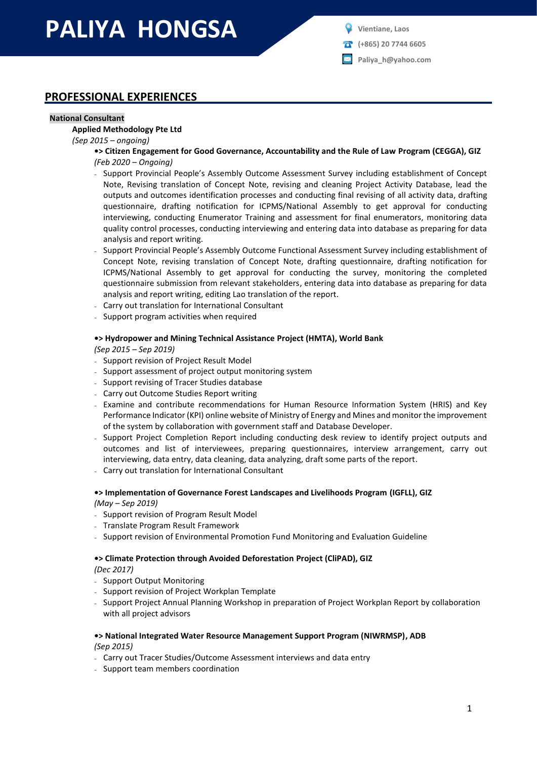# PALIYA HONGSA

Vientiane, Laos
(+865) 20 7744 6605
Paliya_h@yahoo.com

## PROFESSIONAL EXPERIENCES

**National Consultant**

**Applied Methodology Pte Ltd**

*(Sep 2015 – ongoing)*

**•> Citizen Engagement for Good Governance, Accountability and the Rule of Law Program (CEGGA), GIZ**

*(Feb 2020 – Ongoing)*

- Support Provincial People's Assembly Outcome Assessment Survey including establishment of Concept Note, Revising translation of Concept Note, revising and cleaning Project Activity Database, lead the outputs and outcomes identification processes and conducting final revising of all activity data, drafting questionnaire, drafting notification for ICPMS/National Assembly to get approval for conducting interviewing, conducting Enumerator Training and assessment for final enumerators, monitoring data quality control processes, conducting interviewing and entering data into database as preparing for data analysis and report writing.
- Support Provincial People's Assembly Outcome Functional Assessment Survey including establishment of Concept Note, revising translation of Concept Note, drafting questionnaire, drafting notification for ICPMS/National Assembly to get approval for conducting the survey, monitoring the completed questionnaire submission from relevant stakeholders, entering data into database as preparing for data analysis and report writing, editing Lao translation of the report.
- Carry out translation for International Consultant
- Support program activities when required

**•> Hydropower and Mining Technical Assistance Project (HMTA), World Bank**

*(Sep 2015 – Sep 2019)*

- Support revision of Project Result Model
- Support assessment of project output monitoring system
- Support revising of Tracer Studies database
- Carry out Outcome Studies Report writing
- Examine and contribute recommendations for Human Resource Information System (HRIS) and Key Performance Indicator (KPI) online website of Ministry of Energy and Mines and monitor the improvement of the system by collaboration with government staff and Database Developer.
- Support Project Completion Report including conducting desk review to identify project outputs and outcomes and list of interviewees, preparing questionnaires, interview arrangement, carry out interviewing, data entry, data cleaning, data analyzing, draft some parts of the report.
- Carry out translation for International Consultant

**•> Implementation of Governance Forest Landscapes and Livelihoods Program (IGFLL), GIZ**

*(May – Sep 2019)*

- Support revision of Program Result Model
- Translate Program Result Framework
- Support revision of Environmental Promotion Fund Monitoring and Evaluation Guideline

**•> Climate Protection through Avoided Deforestation Project (CliPAD), GIZ**

*(Dec 2017)*

- Support Output Monitoring
- Support revision of Project Workplan Template
- Support Project Annual Planning Workshop in preparation of Project Workplan Report by collaboration with all project advisors

**•> National Integrated Water Resource Management Support Program (NIWRMSP), ADB**

*(Sep 2015)*

- Carry out Tracer Studies/Outcome Assessment interviews and data entry
- Support team members coordination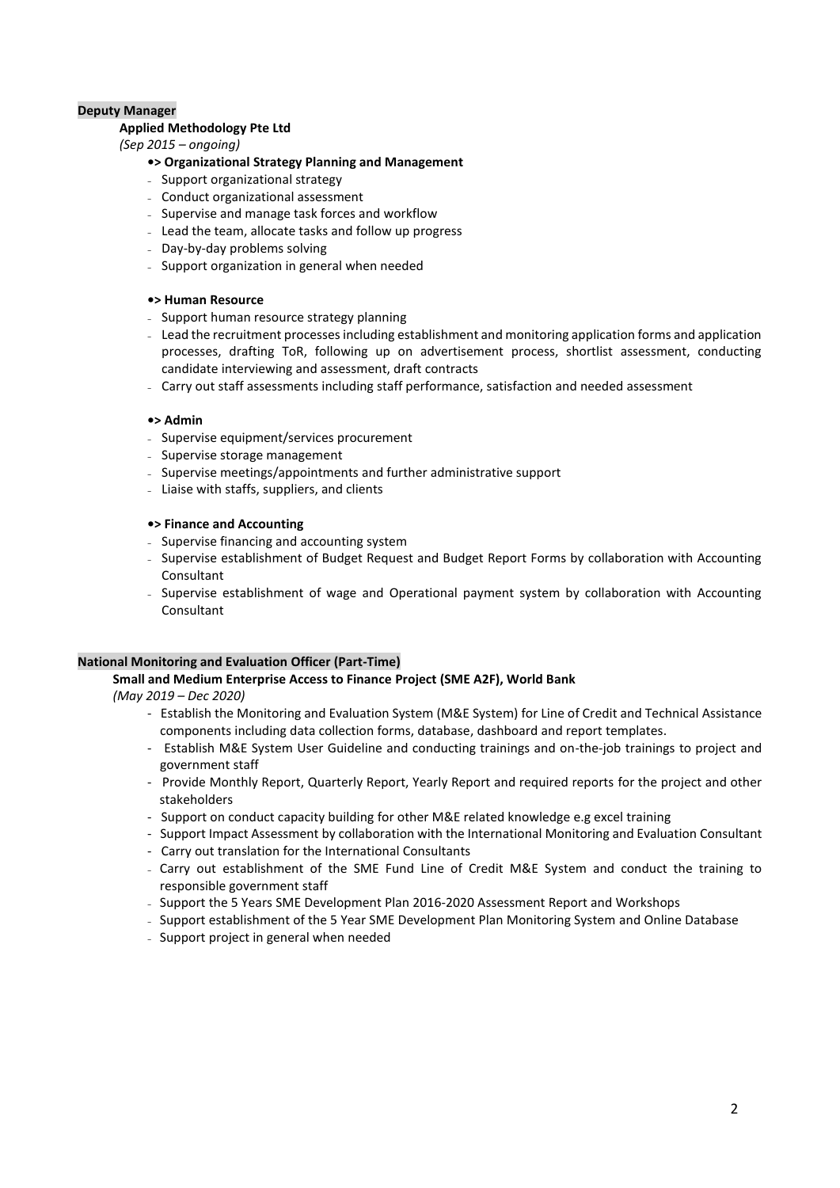**Deputy Manager**

**Applied Methodology Pte Ltd**

*(Sep 2015 – ongoing)*

**•> Organizational Strategy Planning and Management**

- Support organizational strategy
- Conduct organizational assessment
- Supervise and manage task forces and workflow
- Lead the team, allocate tasks and follow up progress
- Day-by-day problems solving
- Support organization in general when needed

**•> Human Resource**

- Support human resource strategy planning
- Lead the recruitment processes including establishment and monitoring application forms and application processes, drafting ToR, following up on advertisement process, shortlist assessment, conducting candidate interviewing and assessment, draft contracts
- Carry out staff assessments including staff performance, satisfaction and needed assessment

**•> Admin**

- Supervise equipment/services procurement
- Supervise storage management
- Supervise meetings/appointments and further administrative support
- Liaise with staffs, suppliers, and clients

**•> Finance and Accounting**

- Supervise financing and accounting system
- Supervise establishment of Budget Request and Budget Report Forms by collaboration with Accounting Consultant
- Supervise establishment of wage and Operational payment system by collaboration with Accounting Consultant

**National Monitoring and Evaluation Officer (Part-Time)**

**Small and Medium Enterprise Access to Finance Project (SME A2F), World Bank**

*(May 2019 – Dec 2020)*

- Establish the Monitoring and Evaluation System (M&E System) for Line of Credit and Technical Assistance components including data collection forms, database, dashboard and report templates.
- Establish M&E System User Guideline and conducting trainings and on-the-job trainings to project and government staff
- Provide Monthly Report, Quarterly Report, Yearly Report and required reports for the project and other stakeholders
- Support on conduct capacity building for other M&E related knowledge e.g excel training
- Support Impact Assessment by collaboration with the International Monitoring and Evaluation Consultant
- Carry out translation for the International Consultants
- Carry out establishment of the SME Fund Line of Credit M&E System and conduct the training to responsible government staff
- Support the 5 Years SME Development Plan 2016-2020 Assessment Report and Workshops
- Support establishment of the 5 Year SME Development Plan Monitoring System and Online Database
- Support project in general when needed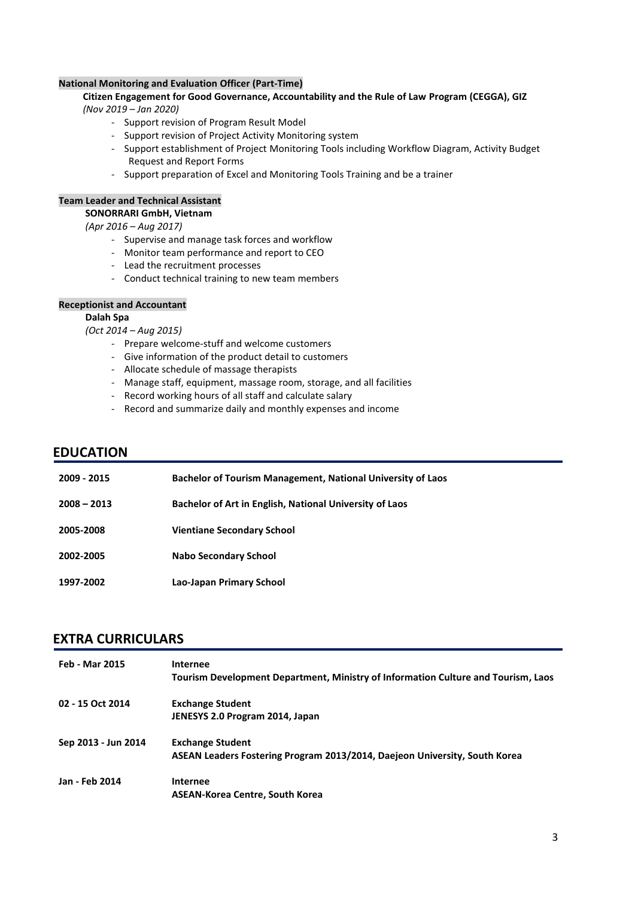**National Monitoring and Evaluation Officer (Part-Time)**

**Citizen Engagement for Good Governance, Accountability and the Rule of Law Program (CEGGA), GIZ**

*(Nov 2019 – Jan 2020)*

- Support revision of Program Result Model
- Support revision of Project Activity Monitoring system
- Support establishment of Project Monitoring Tools including Workflow Diagram, Activity Budget Request and Report Forms
- Support preparation of Excel and Monitoring Tools Training and be a trainer

**Team Leader and Technical Assistant**

**SONORRARI GmbH, Vietnam**

*(Apr 2016 – Aug 2017)*

- Supervise and manage task forces and workflow
- Monitor team performance and report to CEO
- Lead the recruitment processes
- Conduct technical training to new team members

**Receptionist and Accountant**

**Dalah Spa**

*(Oct 2014 – Aug 2015)*

- Prepare welcome-stuff and welcome customers
- Give information of the product detail to customers
- Allocate schedule of massage therapists
- Manage staff, equipment, massage room, storage, and all facilities
- Record working hours of all staff and calculate salary
- Record and summarize daily and monthly expenses and income

## EDUCATION

| | |
|---|---|
| **2009 - 2015** | **Bachelor of Tourism Management, National University of Laos** |
| **2008 – 2013** | **Bachelor of Art in English, National University of Laos** |
| **2005-2008** | **Vientiane Secondary School** |
| **2002-2005** | **Nabo Secondary School** |
| **1997-2002** | **Lao-Japan Primary School** |

## EXTRA CURRICULARS

| | |
|---|---|
| **Feb - Mar 2015** | **Internee**<br>**Tourism Development Department, Ministry of Information Culture and Tourism, Laos** |
| **02 - 15 Oct 2014** | **Exchange Student**<br>**JENESYS 2.0 Program 2014, Japan** |
| **Sep 2013 - Jun 2014** | **Exchange Student**<br>**ASEAN Leaders Fostering Program 2013/2014, Daejeon University, South Korea** |
| **Jan - Feb 2014** | **Internee**<br>**ASEAN-Korea Centre, South Korea** |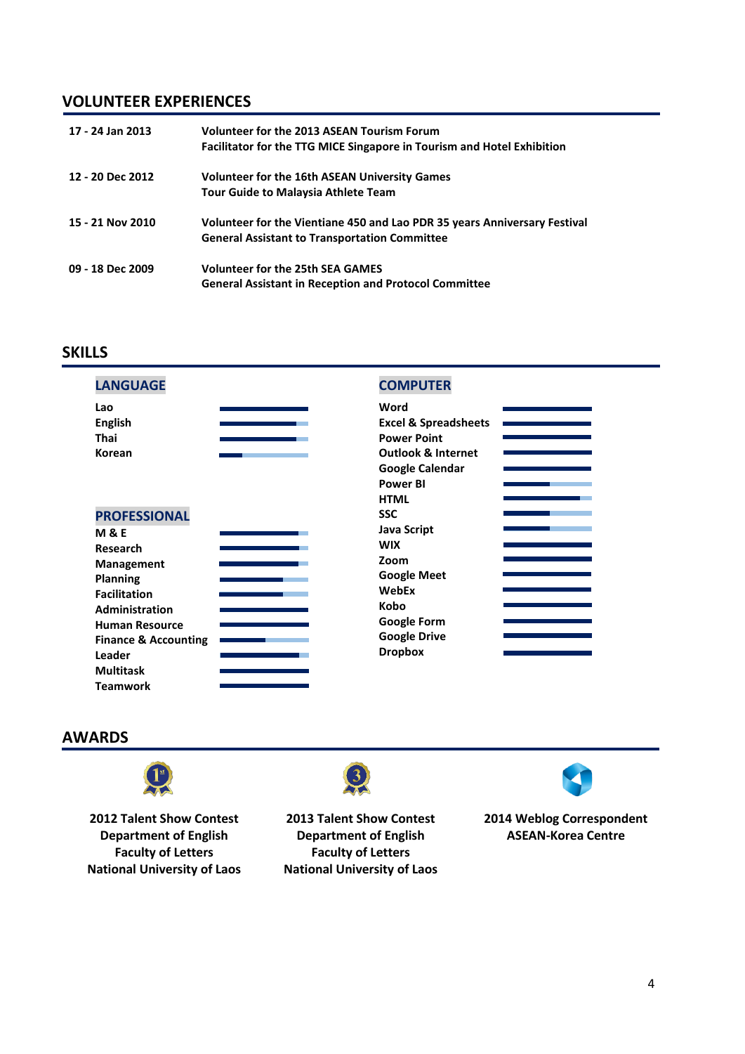## VOLUNTEER EXPERIENCES

| | |
|---|---|
| 17 - 24 Jan 2013 | **Volunteer for the 2013 ASEAN Tourism Forum**<br>**Facilitator for the TTG MICE Singapore in Tourism and Hotel Exhibition** |
| 12 - 20 Dec 2012 | **Volunteer for the 16th ASEAN University Games**<br>**Tour Guide to Malaysia Athlete Team** |
| 15 - 21 Nov 2010 | **Volunteer for the Vientiane 450 and Lao PDR 35 years Anniversary Festival**<br>**General Assistant to Transportation Committee** |
| 09 - 18 Dec 2009 | **Volunteer for the 25th SEA GAMES**<br>**General Assistant in Reception and Protocol Committee** |

## SKILLS

### LANGUAGE

- Lao
- English
- Thai
- Korean

### PROFESSIONAL

- M & E
- Research
- Management
- Planning
- Facilitation
- Administration
- Human Resource
- Finance & Accounting
- Leader
- Multitask
- Teamwork

### COMPUTER

- Word
- Excel & Spreadsheets
- Power Point
- Outlook & Internet
- Google Calendar
- Power BI
- HTML
- SSC
- Java Script
- WIX
- Zoom
- Google Meet
- WebEx
- Kobo
- Google Form
- Google Drive
- Dropbox

## AWARDS

**2012 Talent Show Contest**
**Department of English**
**Faculty of Letters**
**National University of Laos**

**2013 Talent Show Contest**
**Department of English**
**Faculty of Letters**
**National University of Laos**

**2014 Weblog Correspondent**
**ASEAN-Korea Centre**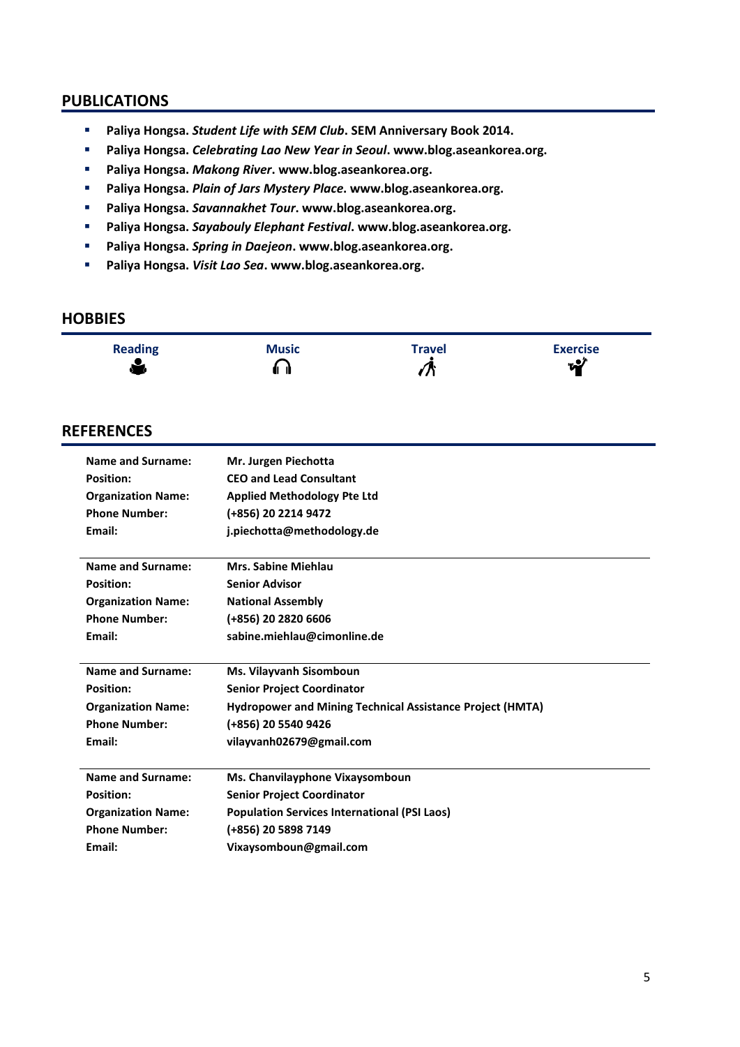## PUBLICATIONS

- **Paliya Hongsa. *Student Life with SEM Club*. SEM Anniversary Book 2014.**
- **Paliya Hongsa. *Celebrating Lao New Year in Seoul*. www.blog.aseankorea.org.**
- **Paliya Hongsa. *Makong River*. www.blog.aseankorea.org.**
- **Paliya Hongsa. *Plain of Jars Mystery Place*. www.blog.aseankorea.org.**
- **Paliya Hongsa. *Savannakhet Tour*. www.blog.aseankorea.org.**
- **Paliya Hongsa. *Sayabouly Elephant Festival*. www.blog.aseankorea.org.**
- **Paliya Hongsa. *Spring in Daejeon*. www.blog.aseankorea.org.**
- **Paliya Hongsa. *Visit Lao Sea*. www.blog.aseankorea.org.**

## HOBBIES

| Reading | Music | Travel | Exercise |
| --- | --- | --- | --- |

## REFERENCES

| | |
| --- | --- |
| **Name and Surname:** | **Mr. Jurgen Piechotta** |
| **Position:** | **CEO and Lead Consultant** |
| **Organization Name:** | **Applied Methodology Pte Ltd** |
| **Phone Number:** | **(+856) 20 2214 9472** |
| **Email:** | **j.piechotta@methodology.de** |

| | |
| --- | --- |
| **Name and Surname:** | **Mrs. Sabine Miehlau** |
| **Position:** | **Senior Advisor** |
| **Organization Name:** | **National Assembly** |
| **Phone Number:** | **(+856) 20 2820 6606** |
| **Email:** | **sabine.miehlau@cimonline.de** |

| | |
| --- | --- |
| **Name and Surname:** | **Ms. Vilayvanh Sisomboun** |
| **Position:** | **Senior Project Coordinator** |
| **Organization Name:** | **Hydropower and Mining Technical Assistance Project (HMTA)** |
| **Phone Number:** | **(+856) 20 5540 9426** |
| **Email:** | **vilayvanh02679@gmail.com** |

| | |
| --- | --- |
| **Name and Surname:** | **Ms. Chanvilayphone Vixaysomboun** |
| **Position:** | **Senior Project Coordinator** |
| **Organization Name:** | **Population Services International (PSI Laos)** |
| **Phone Number:** | **(+856) 20 5898 7149** |
| **Email:** | **Vixaysomboun@gmail.com** |